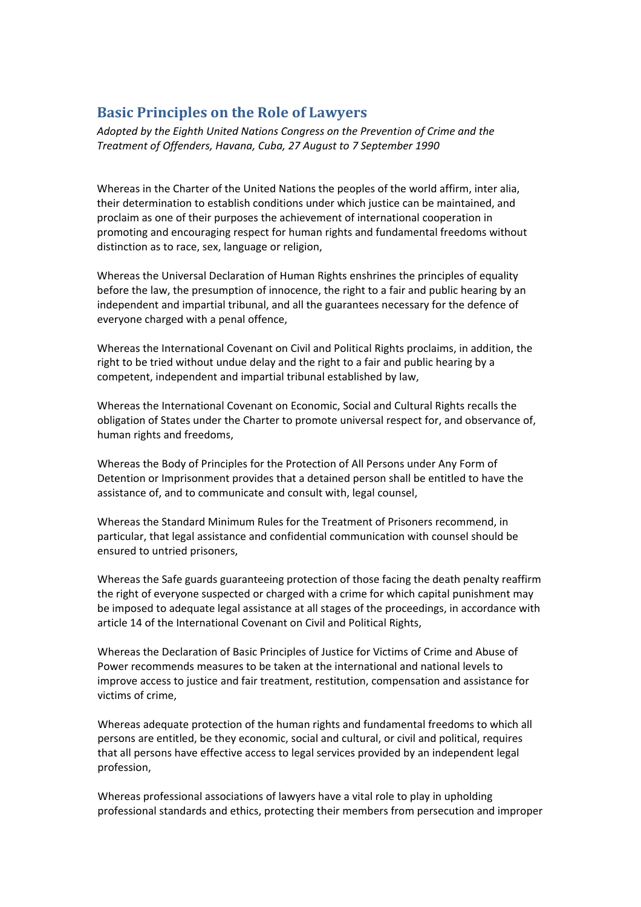## Basic Principles on the Role of Lawyers

*Adopted by the Eighth United Nations Congress on the Prevention of Crime and the Treatment of Offenders, Havana, Cuba, 27 August to 7 September 1990*

Whereas in the Charter of the United Nations the peoples of the world affirm, inter alia, their determination to establish conditions under which justice can be maintained, and proclaim as one of their purposes the achievement of international cooperation in promoting and encouraging respect for human rights and fundamental freedoms without distinction as to race, sex, language or religion,

Whereas the Universal Declaration of Human Rights enshrines the principles of equality before the law, the presumption of innocence, the right to a fair and public hearing by an independent and impartial tribunal, and all the guarantees necessary for the defence of everyone charged with a penal offence,

Whereas the International Covenant on Civil and Political Rights proclaims, in addition, the right to be tried without undue delay and the right to a fair and public hearing by a competent, independent and impartial tribunal established by law,

Whereas the International Covenant on Economic, Social and Cultural Rights recalls the obligation of States under the Charter to promote universal respect for, and observance of, human rights and freedoms,

Whereas the Body of Principles for the Protection of All Persons under Any Form of Detention or Imprisonment provides that a detained person shall be entitled to have the assistance of, and to communicate and consult with, legal counsel,

Whereas the Standard Minimum Rules for the Treatment of Prisoners recommend, in particular, that legal assistance and confidential communication with counsel should be ensured to untried prisoners,

Whereas the Safe guards guaranteeing protection of those facing the death penalty reaffirm the right of everyone suspected or charged with a crime for which capital punishment may be imposed to adequate legal assistance at all stages of the proceedings, in accordance with article 14 of the International Covenant on Civil and Political Rights,

Whereas the Declaration of Basic Principles of Justice for Victims of Crime and Abuse of Power recommends measures to be taken at the international and national levels to improve access to justice and fair treatment, restitution, compensation and assistance for victims of crime,

Whereas adequate protection of the human rights and fundamental freedoms to which all persons are entitled, be they economic, social and cultural, or civil and political, requires that all persons have effective access to legal services provided by an independent legal profession,

Whereas professional associations of lawyers have a vital role to play in upholding professional standards and ethics, protecting their members from persecution and improper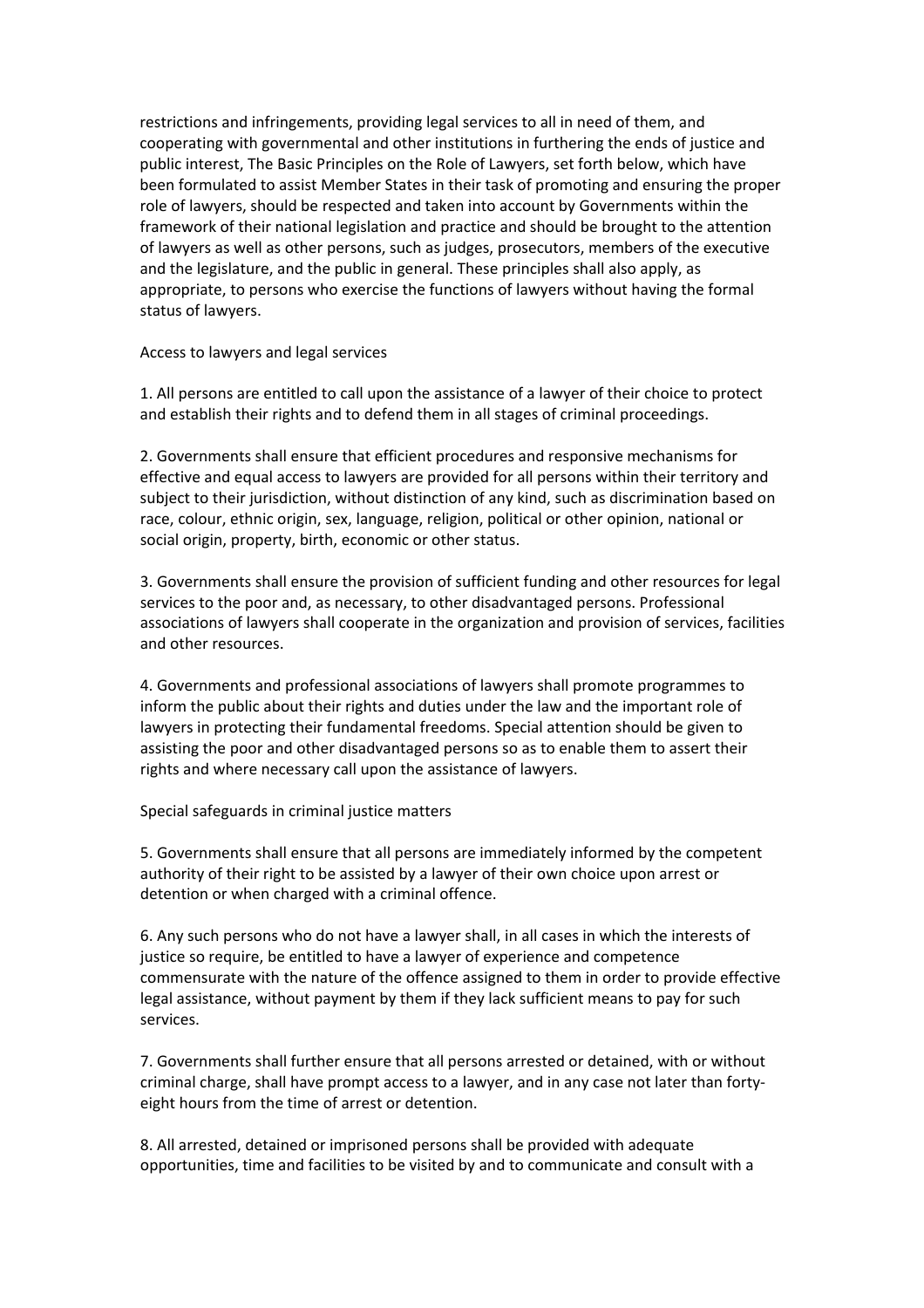restrictions and infringements, providing legal services to all in need of them, and cooperating with governmental and other institutions in furthering the ends of justice and public interest, The Basic Principles on the Role of Lawyers, set forth below, which have been formulated to assist Member States in their task of promoting and ensuring the proper role of lawyers, should be respected and taken into account by Governments within the framework of their national legislation and practice and should be brought to the attention of lawyers as well as other persons, such as judges, prosecutors, members of the executive and the legislature, and the public in general. These principles shall also apply, as appropriate, to persons who exercise the functions of lawyers without having the formal status of lawyers.

## Access to lawyers and legal services

1. All persons are entitled to call upon the assistance of a lawyer of their choice to protect and establish their rights and to defend them in all stages of criminal proceedings.

2. Governments shall ensure that efficient procedures and responsive mechanisms for effective and equal access to lawyers are provided for all persons within their territory and subject to their jurisdiction, without distinction of any kind, such as discrimination based on race, colour, ethnic origin, sex, language, religion, political or other opinion, national or social origin, property, birth, economic or other status.

3. Governments shall ensure the provision of sufficient funding and other resources for legal services to the poor and, as necessary, to other disadvantaged persons. Professional associations of lawyers shall cooperate in the organization and provision of services, facilities and other resources.

4. Governments and professional associations of lawyers shall promote programmes to inform the public about their rights and duties under the law and the important role of lawyers in protecting their fundamental freedoms. Special attention should be given to assisting the poor and other disadvantaged persons so as to enable them to assert their rights and where necessary call upon the assistance of lawyers.

## Special safeguards in criminal justice matters

5. Governments shall ensure that all persons are immediately informed by the competent authority of their right to be assisted by a lawyer of their own choice upon arrest or detention or when charged with a criminal offence.

6. Any such persons who do not have a lawyer shall, in all cases in which the interests of justice so require, be entitled to have a lawyer of experience and competence commensurate with the nature of the offence assigned to them in order to provide effective legal assistance, without payment by them if they lack sufficient means to pay for such services.

7. Governments shall further ensure that all persons arrested or detained, with or without criminal charge, shall have prompt access to a lawyer, and in any case not later than forty-eight hours from the time of arrest or detention.

8. All arrested, detained or imprisoned persons shall be provided with adequate opportunities, time and facilities to be visited by and to communicate and consult with a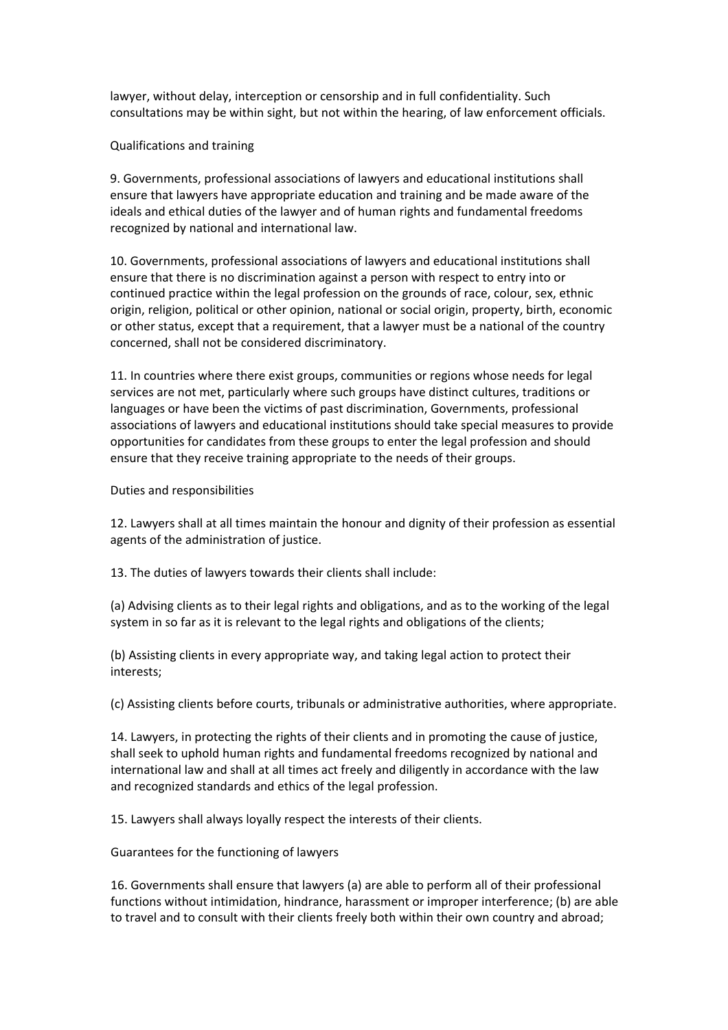lawyer, without delay, interception or censorship and in full confidentiality. Such consultations may be within sight, but not within the hearing, of law enforcement officials.

## Qualifications and training

9. Governments, professional associations of lawyers and educational institutions shall ensure that lawyers have appropriate education and training and be made aware of the ideals and ethical duties of the lawyer and of human rights and fundamental freedoms recognized by national and international law.

10. Governments, professional associations of lawyers and educational institutions shall ensure that there is no discrimination against a person with respect to entry into or continued practice within the legal profession on the grounds of race, colour, sex, ethnic origin, religion, political or other opinion, national or social origin, property, birth, economic or other status, except that a requirement, that a lawyer must be a national of the country concerned, shall not be considered discriminatory.

11. In countries where there exist groups, communities or regions whose needs for legal services are not met, particularly where such groups have distinct cultures, traditions or languages or have been the victims of past discrimination, Governments, professional associations of lawyers and educational institutions should take special measures to provide opportunities for candidates from these groups to enter the legal profession and should ensure that they receive training appropriate to the needs of their groups.

## Duties and responsibilities

12. Lawyers shall at all times maintain the honour and dignity of their profession as essential agents of the administration of justice.

13. The duties of lawyers towards their clients shall include:

(a) Advising clients as to their legal rights and obligations, and as to the working of the legal system in so far as it is relevant to the legal rights and obligations of the clients;

(b) Assisting clients in every appropriate way, and taking legal action to protect their interests;

(c) Assisting clients before courts, tribunals or administrative authorities, where appropriate.

14. Lawyers, in protecting the rights of their clients and in promoting the cause of justice, shall seek to uphold human rights and fundamental freedoms recognized by national and international law and shall at all times act freely and diligently in accordance with the law and recognized standards and ethics of the legal profession.

15. Lawyers shall always loyally respect the interests of their clients.

## Guarantees for the functioning of lawyers

16. Governments shall ensure that lawyers (a) are able to perform all of their professional functions without intimidation, hindrance, harassment or improper interference; (b) are able to travel and to consult with their clients freely both within their own country and abroad;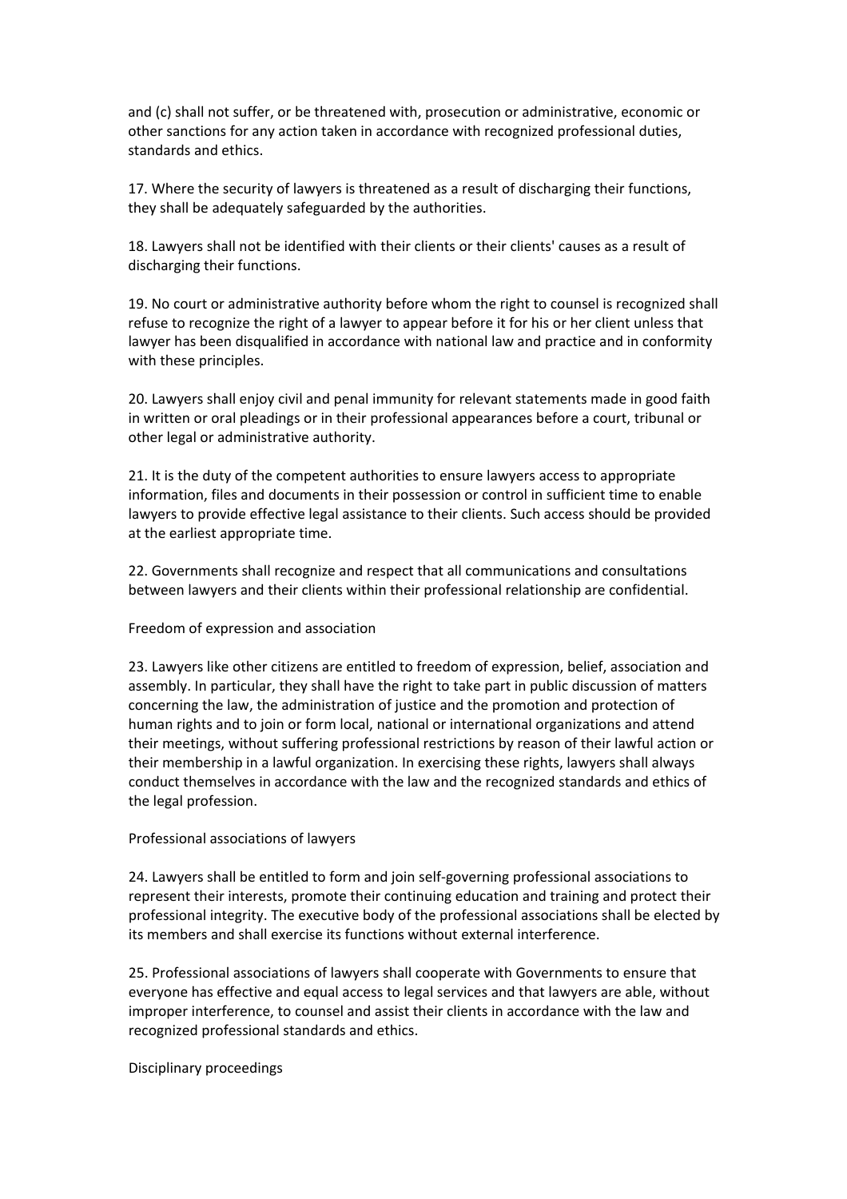and (c) shall not suffer, or be threatened with, prosecution or administrative, economic or other sanctions for any action taken in accordance with recognized professional duties, standards and ethics.

17. Where the security of lawyers is threatened as a result of discharging their functions, they shall be adequately safeguarded by the authorities.

18. Lawyers shall not be identified with their clients or their clients' causes as a result of discharging their functions.

19. No court or administrative authority before whom the right to counsel is recognized shall refuse to recognize the right of a lawyer to appear before it for his or her client unless that lawyer has been disqualified in accordance with national law and practice and in conformity with these principles.

20. Lawyers shall enjoy civil and penal immunity for relevant statements made in good faith in written or oral pleadings or in their professional appearances before a court, tribunal or other legal or administrative authority.

21. It is the duty of the competent authorities to ensure lawyers access to appropriate information, files and documents in their possession or control in sufficient time to enable lawyers to provide effective legal assistance to their clients. Such access should be provided at the earliest appropriate time.

22. Governments shall recognize and respect that all communications and consultations between lawyers and their clients within their professional relationship are confidential.

## Freedom of expression and association

23. Lawyers like other citizens are entitled to freedom of expression, belief, association and assembly. In particular, they shall have the right to take part in public discussion of matters concerning the law, the administration of justice and the promotion and protection of human rights and to join or form local, national or international organizations and attend their meetings, without suffering professional restrictions by reason of their lawful action or their membership in a lawful organization. In exercising these rights, lawyers shall always conduct themselves in accordance with the law and the recognized standards and ethics of the legal profession.

## Professional associations of lawyers

24. Lawyers shall be entitled to form and join self-governing professional associations to represent their interests, promote their continuing education and training and protect their professional integrity. The executive body of the professional associations shall be elected by its members and shall exercise its functions without external interference.

25. Professional associations of lawyers shall cooperate with Governments to ensure that everyone has effective and equal access to legal services and that lawyers are able, without improper interference, to counsel and assist their clients in accordance with the law and recognized professional standards and ethics.

## Disciplinary proceedings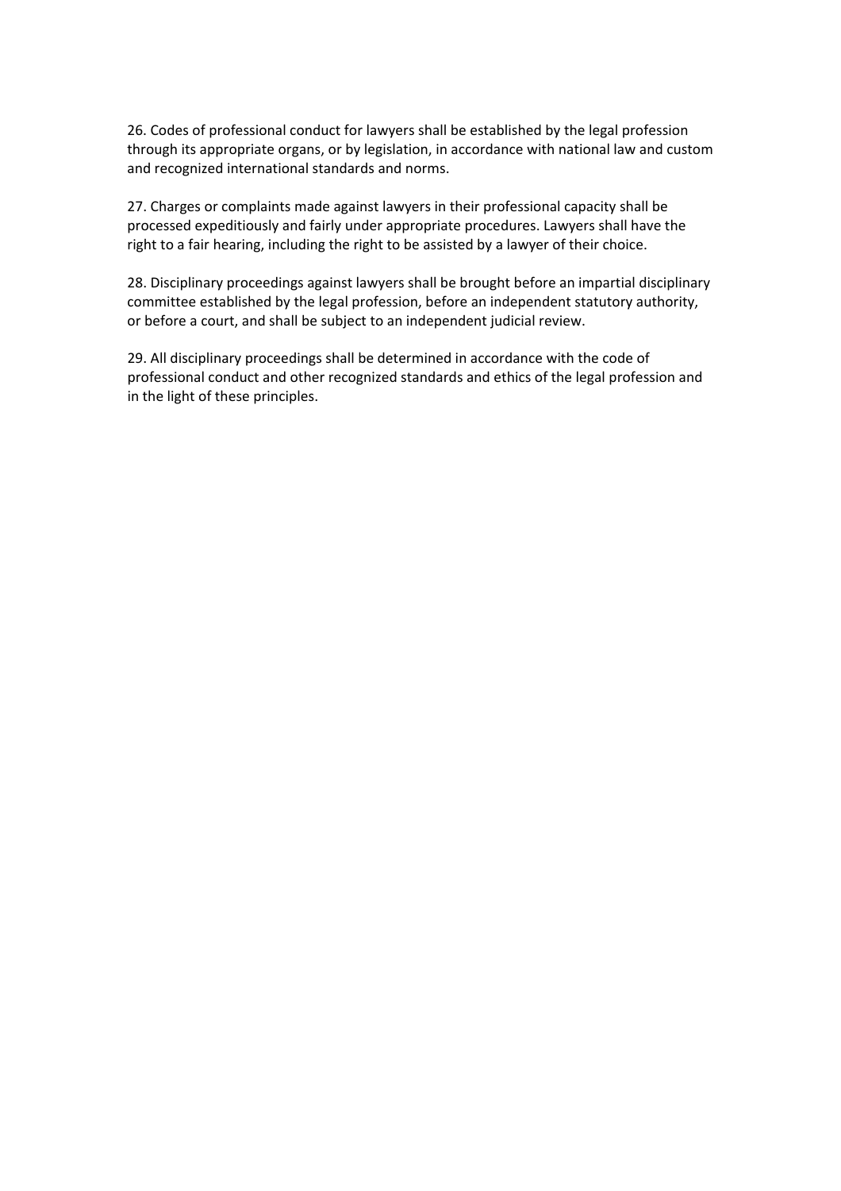26. Codes of professional conduct for lawyers shall be established by the legal profession through its appropriate organs, or by legislation, in accordance with national law and custom and recognized international standards and norms.

27. Charges or complaints made against lawyers in their professional capacity shall be processed expeditiously and fairly under appropriate procedures. Lawyers shall have the right to a fair hearing, including the right to be assisted by a lawyer of their choice.

28. Disciplinary proceedings against lawyers shall be brought before an impartial disciplinary committee established by the legal profession, before an independent statutory authority, or before a court, and shall be subject to an independent judicial review.

29. All disciplinary proceedings shall be determined in accordance with the code of professional conduct and other recognized standards and ethics of the legal profession and in the light of these principles.